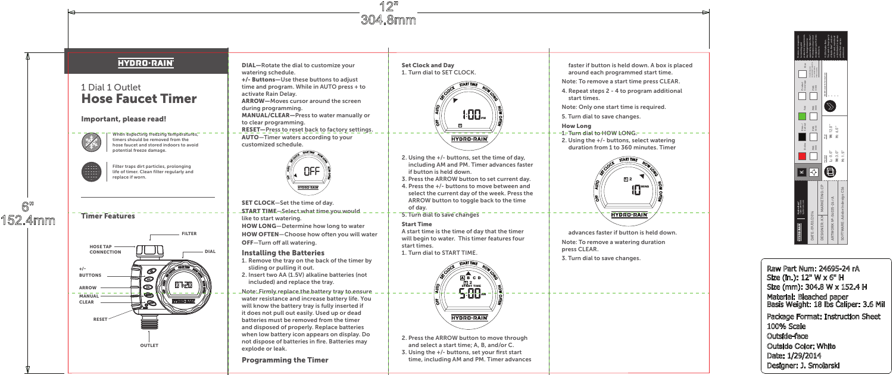12"
304.8mm

6"
152.4mm

HYDRO-RAIN

1 Dial 1 Outlet

# Hose Faucet Timer

## Important, please read!

When expecting freezing temperatures, timers should be removed from the hose faucet and stored indoors to avoid potential freeze damage.

Filter traps dirt particles, prolonging life of timer. Clean filter regularly and replace if worn.

## Timer Features

FILTER

HOSE TAP CONNECTION

DIAL

+/- BUTTONS

ARROW

MANUAL CLEAR

RESET

OUTLET

**DIAL**—Rotate the dial to customize your watering schedule.

**+/- Buttons**—Use these buttons to adjust time and program. While in AUTO press + to activate Rain Delay.

**ARROW**—Moves cursor around the screen during programming.

**MANUAL/CLEAR**—Press to water manually or to clear programming.

**RESET**—Press to reset back to factory settings.

**AUTO**—Timer waters according to your customized schedule.

**SET CLOCK**—Set the time of day.

**START TIME**—Select what time you would like to start watering.

**HOW LONG**—Determine how long to water

**HOW OFTEN**—Choose how often you will water

**OFF**—Turn off all watering.

## Installing the Batteries

1. Remove the tray on the back of the timer by sliding or pulling it out.
2. Insert two AA (1.5V) alkaline batteries (not included) and replace the tray.

Note: Firmly replace the battery tray to ensure water resistance and increase battery life. You will know the battery tray is fully inserted if it does not pull out easily. Used up or dead batteries must be removed from the timer and disposed of properly. Replace batteries when low battery icon appears on display. Do not dispose of batteries in fire. Batteries may explode or leak.

## Programming the Timer

### Set Clock and Day

1. Turn dial to SET CLOCK.
2. Using the +/- buttons, set the time of day, including AM and PM. Timer advances faster if button is held down.
3. Press the ARROW button to set current day.
4. Press the +/- buttons to move between and select the current day of the week. Press the ARROW button to toggle back to the time of day.
5. Turn dial to save changes

### Start Time

A start time is the time of day that the timer will begin to water. This timer features four start times.

1. Turn dial to START TIME.
2. Press the ARROW button to move through and select a start time; A, B, and/or C.
3. Using the +/- buttons, set your first start time, including AM and PM. Timer advances faster if button is held down. A box is placed around each programmed start time.

Note: To remove a start time press CLEAR.

4. Repeat steps 2 - 4 to program additional start times.

Note: Only one start time is required.

5. Turn dial to save changes.

### How Long

1. Turn dial to HOW LONG.
2. Using the +/- buttons, select watering duration from 1 to 360 minutes. Timer advances faster if button is held down.

Note: To remove a watering duration press CLEAR.

3. Turn dial to save changes.

HYDRO-RAIN | DATE: 01/03/2014 | DESIGNER: KA | MARKETING: CP | ARTWORK #: 24695-24 rA | SOFTWARE: Adobe In-design CS6

Raw Part Num: 24695-24 rA
Size (In.): 12" W x 6" H
Size (mm): 304.8 W x 152.4 H
Material: Bleached paper
Basis Weight: 18 lbs Caliper: 3.6 Mil
Package Format: Instruction Sheet
100% Scale
Outside-face
Outside Color: White
Date: 1/29/2014
Designer: J. Smolarski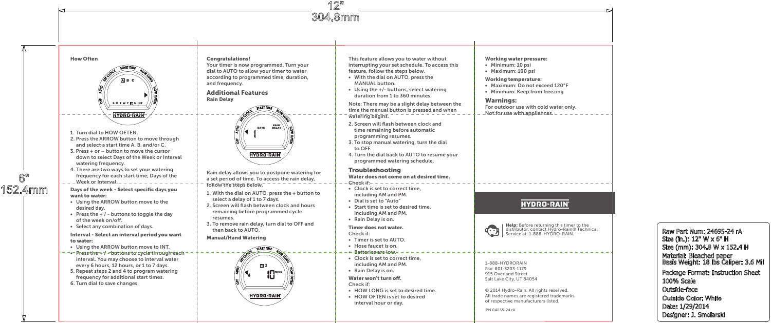### How Often

1. Turn dial to HOW OFTEN.
2. Press the ARROW button to move through and select a start time A, B, and/or C.
3. Press + or – button to move the cursor down to select Days of the Week or Interval watering frequency.
4. There are two ways to set your watering frequency for each start time; Days of the Week or Interval.

**Days of the week - Select specific days you want to water:**

- Using the ARROW button move to the desired day.
- Press the + / - buttons to toggle the day of the week on/off.
- Select any combination of days.

**Interval - Select an interval period you want to water:**

- Using the ARROW button move to INT.
- Press the + / - buttons to cycle through each interval. You may choose to interval water every 6 hours, 12 hours, or 1 to 7 days.

5. Repeat steps 2 and 4 to program watering frequency for additional start times.
6. Turn dial to save changes.

**Congratulations!**
Your timer is now programmed. Turn your dial to AUTO to allow your timer to water according to programmed time, duration, and frequency.

## Additional Features

**Rain Delay**

Rain delay allows you to postpone watering for a set period of time. To access the rain delay, follow the steps below.

1. With the dial on AUTO, press the + button to select a delay of 1 to 7 days.
2. Screen will flash between clock and hours remaining before programmed cycle resumes.
3. To remove rain delay, turn dial to OFF and then back to AUTO.

**Manual/Hand Watering**

This feature allows you to water without interrupting your set schedule. To access this feature, follow the steps below.

- With the dial on AUTO, press the MANUAL button.
- Using the +/- buttons, select watering duration from 1 to 360 minutes.

Note: There may be a slight delay between the time the manual button is pressed and when watering begins.

2. Screen will flash between clock and time remaining before automatic programming resumes.
3. To stop manual watering, turn the dial to OFF.
4. Turn the dial back to AUTO to resume your programmed watering schedule.

## Troubleshooting

**Water does not come on at desired time.**
Check if:

- Clock is set to correct time, including AM and PM.
- Dial is set to "Auto"
- Start time is set to desired time, including AM and PM.
- Rain Delay is on.

**Timer does not water.**
Check if:

- Timer is set to AUTO.
- Hose faucet is on.
- Batteries are low.
- Clock is set to correct time, including AM and PM.
- Rain Delay is on.

**Water won't turn off.**
Check if:

- HOW LONG is set to desired time.
- HOW OFTEN is set to desired interval hour or day.

**Working water pressure:**

- Minimum: 10 psi
- Maximum: 100 psi

**Working temperature:**

- Maximum: Do not exceed 120°F
- Minimum: Keep from freezing

## Warnings:

For outdoor use with cold water only.
Not for use with appliances.

HYDRO-RAIN®

**Help:** Before returning this timer to the distributor, contact Hydro-Rain® Technical Service at: 1-888-HYDRO-RAIN.

1-888-HYDRORAIN
Fax: 801-3203-1179
915 Overland Street
Salt Lake City, UT 84054

© 2014 Hydro-Rain. All rights reserved.
All trade names are registered trademarks of respective manufacturers listed.

PN 04035-24 rA

Raw Part Num: 24695-24 rA
Size (In.): 12" W x 6" H
Size (mm): 304.8 W x 152.4 H
Material: Bleached paper
Basis Weight: 18 lbs Caliper: 3.6 Mil
Package Format: Instruction Sheet
100% Scale
Outside-face
Outside Color: White
Date: 1/29/2014
Designer: J. Smolarski